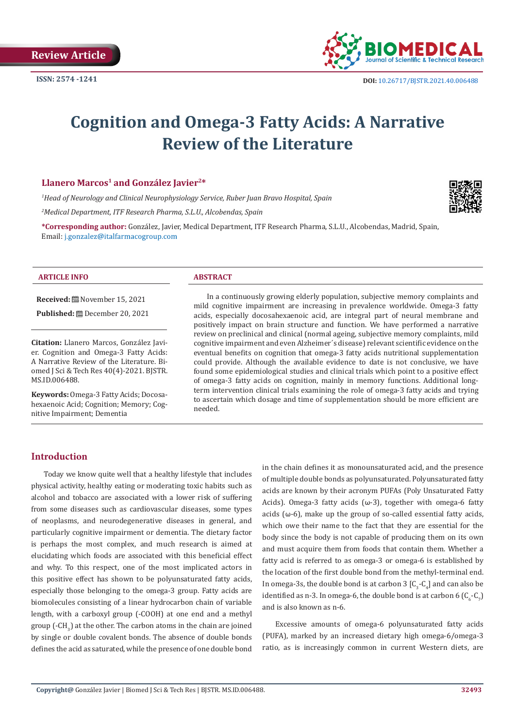Review Article

ISSN: 2574 -1241

DOI: 10.26717/BJSTR.2021.40.006488

# Cognition and Omega-3 Fatty Acids: A Narrative Review of the Literature

**Llanero Marcos[1] and González Javier[2]***

*[1]Head of Neurology and Clinical Neurophysiology Service, Ruber Juan Bravo Hospital, Spain*

*[2]Medical Department, ITF Research Pharma, S.L.U., Alcobendas, Spain*

***Corresponding author:** González, Javier, Medical Department, ITF Research Pharma, S.L.U., Alcobendas, Madrid, Spain, Email: j.gonzalez@italfarmacogroup.com

**ARTICLE INFO**

**Received:** November 15, 2021

**Published:** December 20, 2021

**Citation:** Llanero Marcos, González Javier. Cognition and Omega-3 Fatty Acids: A Narrative Review of the Literature. Biomed J Sci & Tech Res 40(4)-2021. BJSTR. MS.ID.006488.

**Keywords:** Omega-3 Fatty Acids; Docosahexaenoic Acid; Cognition; Memory; Cognitive Impairment; Dementia

**ABSTRACT**

In a continuously growing elderly population, subjective memory complaints and mild cognitive impairment are increasing in prevalence worldwide. Omega-3 fatty acids, especially docosahexaenoic acid, are integral part of neural membrane and positively impact on brain structure and function. We have performed a narrative review on preclinical and clinical (normal ageing, subjective memory complaints, mild cognitive impairment and even Alzheimer´s disease) relevant scientific evidence on the eventual benefits on cognition that omega-3 fatty acids nutritional supplementation could provide. Although the available evidence to date is not conclusive, we have found some epidemiological studies and clinical trials which point to a positive effect of omega-3 fatty acids on cognition, mainly in memory functions. Additional long-term intervention clinical trials examining the role of omega-3 fatty acids and trying to ascertain which dosage and time of supplementation should be more efficient are needed.

## Introduction

Today we know quite well that a healthy lifestyle that includes physical activity, healthy eating or moderating toxic habits such as alcohol and tobacco are associated with a lower risk of suffering from some diseases such as cardiovascular diseases, some types of neoplasms, and neurodegenerative diseases in general, and particularly cognitive impairment or dementia. The dietary factor is perhaps the most complex, and much research is aimed at elucidating which foods are associated with this beneficial effect and why. To this respect, one of the most implicated actors in this positive effect has shown to be polyunsaturated fatty acids, especially those belonging to the omega-3 group. Fatty acids are biomolecules consisting of a linear hydrocarbon chain of variable length, with a carboxyl group (-COOH) at one end and a methyl group (-$CH_3$) at the other. The carbon atoms in the chain are joined by single or double covalent bonds. The absence of double bonds defines the acid as saturated, while the presence of one double bond in the chain defines it as monounsaturated acid, and the presence of multiple double bonds as polyunsaturated. Polyunsaturated fatty acids are known by their acronym PUFAs (Poly Unsaturated Fatty Acids). Omega-3 fatty acids (ω-3), together with omega-6 fatty acids (ω-6), make up the group of so-called essential fatty acids, which owe their name to the fact that they are essential for the body since the body is not capable of producing them on its own and must acquire them from foods that contain them. Whether a fatty acid is referred to as omega-3 or omega-6 is established by the location of the first double bond from the methyl-terminal end. In omega-3s, the double bond is at carbon 3 [$C_3$-$C_4$] and can also be identified as n-3. In omega-6, the double bond is at carbon 6 ($C_6$-$C_7$) and is also known as n-6.

Excessive amounts of omega-6 polyunsaturated fatty acids (PUFA), marked by an increased dietary high omega-6/omega-3 ratio, as is increasingly common in current Western diets, are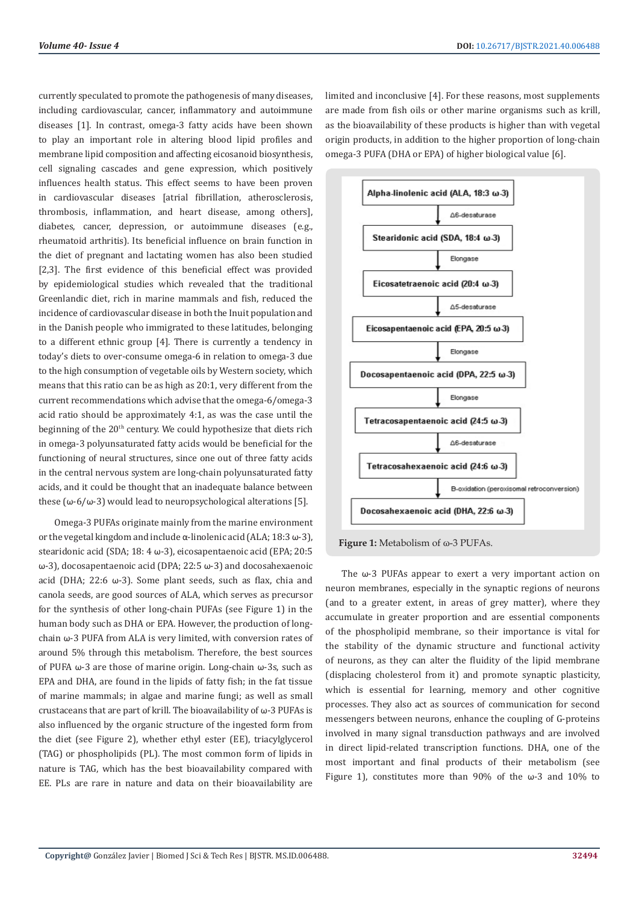currently speculated to promote the pathogenesis of many diseases, including cardiovascular, cancer, inflammatory and autoimmune diseases [1]. In contrast, omega-3 fatty acids have been shown to play an important role in altering blood lipid profiles and membrane lipid composition and affecting eicosanoid biosynthesis, cell signaling cascades and gene expression, which positively influences health status. This effect seems to have been proven in cardiovascular diseases [atrial fibrillation, atherosclerosis, thrombosis, inflammation, and heart disease, among others], diabetes, cancer, depression, or autoimmune diseases (e.g., rheumatoid arthritis). Its beneficial influence on brain function in the diet of pregnant and lactating women has also been studied [2,3]. The first evidence of this beneficial effect was provided by epidemiological studies which revealed that the traditional Greenlandic diet, rich in marine mammals and fish, reduced the incidence of cardiovascular disease in both the Inuit population and in the Danish people who immigrated to these latitudes, belonging to a different ethnic group [4]. There is currently a tendency in today's diets to over-consume omega-6 in relation to omega-3 due to the high consumption of vegetable oils by Western society, which means that this ratio can be as high as 20:1, very different from the current recommendations which advise that the omega-6/omega-3 acid ratio should be approximately 4:1, as was the case until the beginning of the 20th century. We could hypothesize that diets rich in omega-3 polyunsaturated fatty acids would be beneficial for the functioning of neural structures, since one out of three fatty acids in the central nervous system are long-chain polyunsaturated fatty acids, and it could be thought that an inadequate balance between these (ω-6/ω-3) would lead to neuropsychological alterations [5].

Omega-3 PUFAs originate mainly from the marine environment or the vegetal kingdom and include α-linolenic acid (ALA; 18:3 ω-3), stearidonic acid (SDA; 18: 4 ω-3), eicosapentaenoic acid (EPA; 20:5 ω-3), docosapentaenoic acid (DPA; 22:5 ω-3) and docosahexaenoic acid (DHA; 22:6 ω-3). Some plant seeds, such as flax, chia and canola seeds, are good sources of ALA, which serves as precursor for the synthesis of other long-chain PUFAs (see Figure 1) in the human body such as DHA or EPA. However, the production of long-chain ω-3 PUFA from ALA is very limited, with conversion rates of around 5% through this metabolism. Therefore, the best sources of PUFA ω-3 are those of marine origin. Long-chain ω-3s, such as EPA and DHA, are found in the lipids of fatty fish; in the fat tissue of marine mammals; in algae and marine fungi; as well as small crustaceans that are part of krill. The bioavailability of ω-3 PUFAs is also influenced by the organic structure of the ingested form from the diet (see Figure 2), whether ethyl ester (EE), triacylglycerol (TAG) or phospholipids (PL). The most common form of lipids in nature is TAG, which has the best bioavailability compared with EE. PLs are rare in nature and data on their bioavailability are limited and inconclusive [4]. For these reasons, most supplements are made from fish oils or other marine organisms such as krill, as the bioavailability of these products is higher than with vegetal origin products, in addition to the higher proportion of long-chain omega-3 PUFA (DHA or EPA) of higher biological value [6].

Alpha-linolenic acid (ALA, 18:3 ω-3)
↓ Δ6-desaturase
Stearidonic acid (SDA, 18:4 ω-3)
↓ Elongase
Eicosatetraenoic acid (20:4 ω-3)
↓ Δ5-desaturase
Eicosapentaenoic acid (EPA, 20:5 ω-3)
↓ Elongase
Docosapentaenoic acid (DPA, 22:5 ω-3)
↓ Elongase
Tetracosapentaenoic acid (24:5 ω-3)
↓ Δ6-desaturase
Tetracosahexaenoic acid (24:6 ω-3)
↓ B-oxidation (peroxisomal retroconversion)
Docosahexaenoic acid (DHA, 22:6 ω-3)

**Figure 1:** Metabolism of ω-3 PUFAs.

The ω-3 PUFAs appear to exert a very important action on neuron membranes, especially in the synaptic regions of neurons (and to a greater extent, in areas of grey matter), where they accumulate in greater proportion and are essential components of the phospholipid membrane, so their importance is vital for the stability of the dynamic structure and functional activity of neurons, as they can alter the fluidity of the lipid membrane (displacing cholesterol from it) and promote synaptic plasticity, which is essential for learning, memory and other cognitive processes. They also act as sources of communication for second messengers between neurons, enhance the coupling of G-proteins involved in many signal transduction pathways and are involved in direct lipid-related transcription functions. DHA, one of the most important and final products of their metabolism (see Figure 1), constitutes more than 90% of the ω-3 and 10% to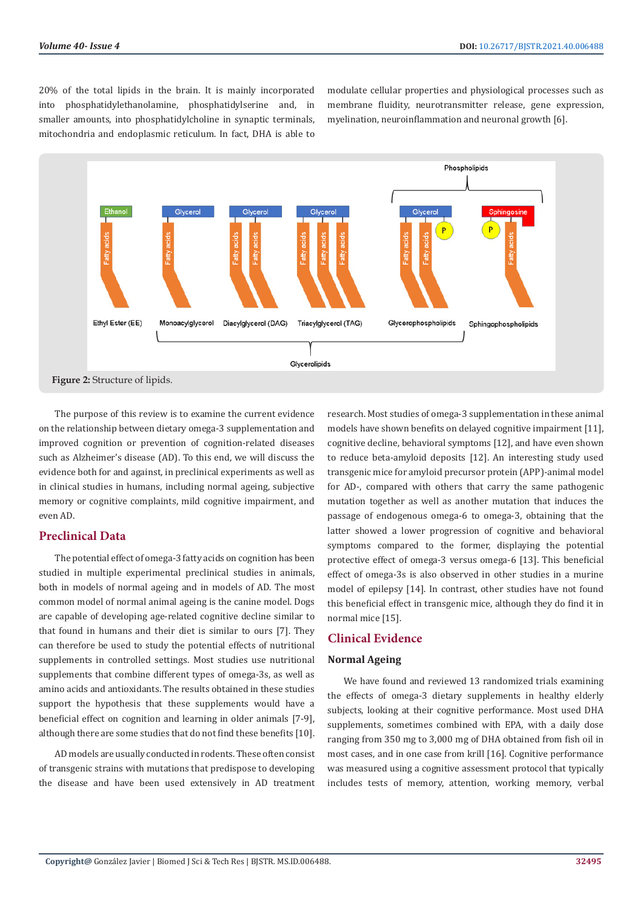20% of the total lipids in the brain. It is mainly incorporated into phosphatidylethanolamine, phosphatidylserine and, in smaller amounts, into phosphatidylcholine in synaptic terminals, mitochondria and endoplasmic reticulum. In fact, DHA is able to modulate cellular properties and physiological processes such as membrane fluidity, neurotransmitter release, gene expression, myelination, neuroinflammation and neuronal growth [6].

**Figure 2:** Structure of lipids.

The purpose of this review is to examine the current evidence on the relationship between dietary omega-3 supplementation and improved cognition or prevention of cognition-related diseases such as Alzheimer's disease (AD). To this end, we will discuss the evidence both for and against, in preclinical experiments as well as in clinical studies in humans, including normal ageing, subjective memory or cognitive complaints, mild cognitive impairment, and even AD.

## Preclinical Data

The potential effect of omega-3 fatty acids on cognition has been studied in multiple experimental preclinical studies in animals, both in models of normal ageing and in models of AD. The most common model of normal animal ageing is the canine model. Dogs are capable of developing age-related cognitive decline similar to that found in humans and their diet is similar to ours [7]. They can therefore be used to study the potential effects of nutritional supplements in controlled settings. Most studies use nutritional supplements that combine different types of omega-3s, as well as amino acids and antioxidants. The results obtained in these studies support the hypothesis that these supplements would have a beneficial effect on cognition and learning in older animals [7-9], although there are some studies that do not find these benefits [10].

AD models are usually conducted in rodents. These often consist of transgenic strains with mutations that predispose to developing the disease and have been used extensively in AD treatment research. Most studies of omega-3 supplementation in these animal models have shown benefits on delayed cognitive impairment [11], cognitive decline, behavioral symptoms [12], and have even shown to reduce beta-amyloid deposits [12]. An interesting study used transgenic mice for amyloid precursor protein (APP)-animal model for AD-, compared with others that carry the same pathogenic mutation together as well as another mutation that induces the passage of endogenous omega-6 to omega-3, obtaining that the latter showed a lower progression of cognitive and behavioral symptoms compared to the former, displaying the potential protective effect of omega-3 versus omega-6 [13]. This beneficial effect of omega-3s is also observed in other studies in a murine model of epilepsy [14]. In contrast, other studies have not found this beneficial effect in transgenic mice, although they do find it in normal mice [15].

## Clinical Evidence

### Normal Ageing

We have found and reviewed 13 randomized trials examining the effects of omega-3 dietary supplements in healthy elderly subjects, looking at their cognitive performance. Most used DHA supplements, sometimes combined with EPA, with a daily dose ranging from 350 mg to 3,000 mg of DHA obtained from fish oil in most cases, and in one case from krill [16]. Cognitive performance was measured using a cognitive assessment protocol that typically includes tests of memory, attention, working memory, verbal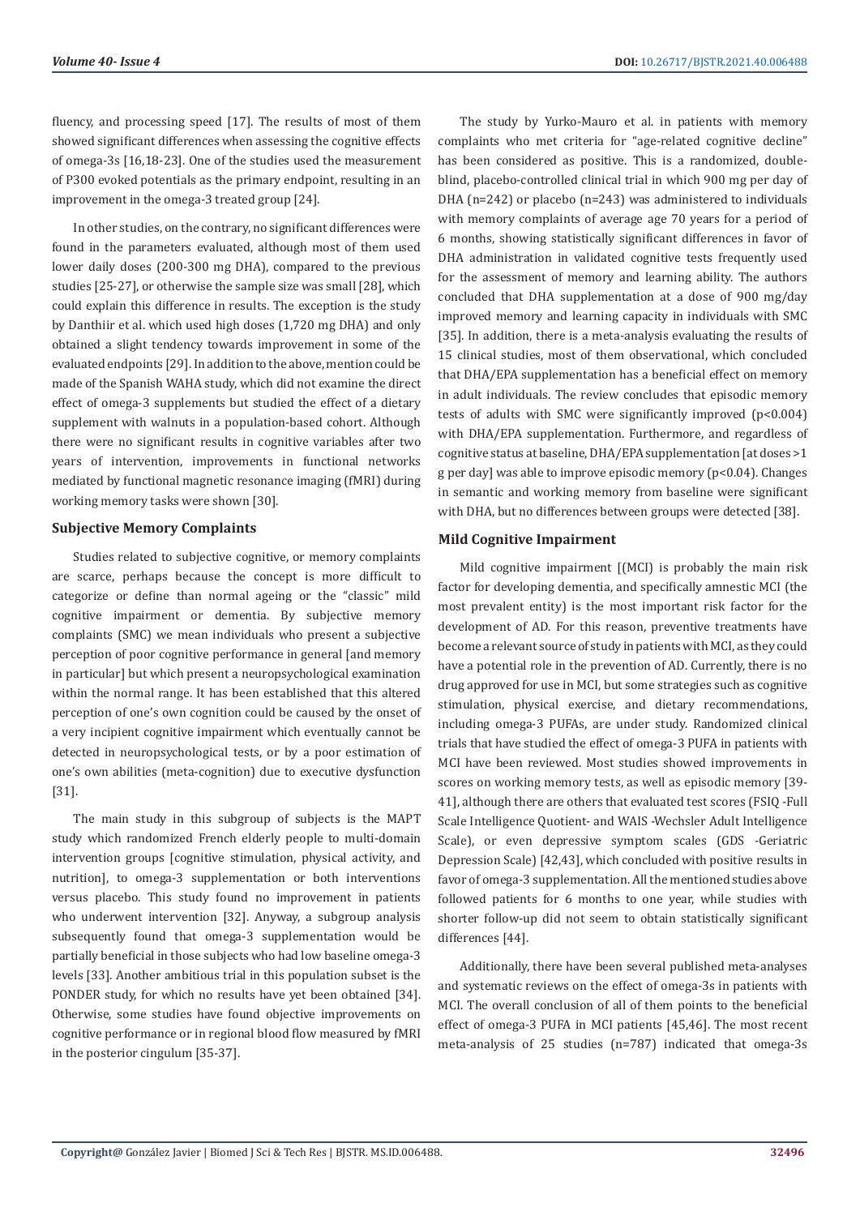fluency, and processing speed [17]. The results of most of them showed significant differences when assessing the cognitive effects of omega-3s [16,18-23]. One of the studies used the measurement of P300 evoked potentials as the primary endpoint, resulting in an improvement in the omega-3 treated group [24].

In other studies, on the contrary, no significant differences were found in the parameters evaluated, although most of them used lower daily doses (200-300 mg DHA), compared to the previous studies [25-27], or otherwise the sample size was small [28], which could explain this difference in results. The exception is the study by Danthiir et al. which used high doses (1,720 mg DHA) and only obtained a slight tendency towards improvement in some of the evaluated endpoints [29]. In addition to the above, mention could be made of the Spanish WAHA study, which did not examine the direct effect of omega-3 supplements but studied the effect of a dietary supplement with walnuts in a population-based cohort. Although there were no significant results in cognitive variables after two years of intervention, improvements in functional networks mediated by functional magnetic resonance imaging (fMRI) during working memory tasks were shown [30].

### Subjective Memory Complaints

Studies related to subjective cognitive, or memory complaints are scarce, perhaps because the concept is more difficult to categorize or define than normal ageing or the "classic" mild cognitive impairment or dementia. By subjective memory complaints (SMC) we mean individuals who present a subjective perception of poor cognitive performance in general [and memory in particular] but which present a neuropsychological examination within the normal range. It has been established that this altered perception of one's own cognition could be caused by the onset of a very incipient cognitive impairment which eventually cannot be detected in neuropsychological tests, or by a poor estimation of one's own abilities (meta-cognition) due to executive dysfunction [31].

The main study in this subgroup of subjects is the MAPT study which randomized French elderly people to multi-domain intervention groups [cognitive stimulation, physical activity, and nutrition], to omega-3 supplementation or both interventions versus placebo. This study found no improvement in patients who underwent intervention [32]. Anyway, a subgroup analysis subsequently found that omega-3 supplementation would be partially beneficial in those subjects who had low baseline omega-3 levels [33]. Another ambitious trial in this population subset is the PONDER study, for which no results have yet been obtained [34]. Otherwise, some studies have found objective improvements on cognitive performance or in regional blood flow measured by fMRI in the posterior cingulum [35-37].

The study by Yurko-Mauro et al. in patients with memory complaints who met criteria for "age-related cognitive decline" has been considered as positive. This is a randomized, double-blind, placebo-controlled clinical trial in which 900 mg per day of DHA (n=242) or placebo (n=243) was administered to individuals with memory complaints of average age 70 years for a period of 6 months, showing statistically significant differences in favor of DHA administration in validated cognitive tests frequently used for the assessment of memory and learning ability. The authors concluded that DHA supplementation at a dose of 900 mg/day improved memory and learning capacity in individuals with SMC [35]. In addition, there is a meta-analysis evaluating the results of 15 clinical studies, most of them observational, which concluded that DHA/EPA supplementation has a beneficial effect on memory in adult individuals. The review concludes that episodic memory tests of adults with SMC were significantly improved ($p<0.004$) with DHA/EPA supplementation. Furthermore, and regardless of cognitive status at baseline, DHA/EPA supplementation [at doses >1 g per day] was able to improve episodic memory ($p<0.04$). Changes in semantic and working memory from baseline were significant with DHA, but no differences between groups were detected [38].

### Mild Cognitive Impairment

Mild cognitive impairment [(MCI) is probably the main risk factor for developing dementia, and specifically amnestic MCI (the most prevalent entity) is the most important risk factor for the development of AD. For this reason, preventive treatments have become a relevant source of study in patients with MCI, as they could have a potential role in the prevention of AD. Currently, there is no drug approved for use in MCI, but some strategies such as cognitive stimulation, physical exercise, and dietary recommendations, including omega-3 PUFAs, are under study. Randomized clinical trials that have studied the effect of omega-3 PUFA in patients with MCI have been reviewed. Most studies showed improvements in scores on working memory tests, as well as episodic memory [39-41], although there are others that evaluated test scores (FSIQ -Full Scale Intelligence Quotient- and WAIS -Wechsler Adult Intelligence Scale), or even depressive symptom scales (GDS -Geriatric Depression Scale) [42,43], which concluded with positive results in favor of omega-3 supplementation. All the mentioned studies above followed patients for 6 months to one year, while studies with shorter follow-up did not seem to obtain statistically significant differences [44].

Additionally, there have been several published meta-analyses and systematic reviews on the effect of omega-3s in patients with MCI. The overall conclusion of all of them points to the beneficial effect of omega-3 PUFA in MCI patients [45,46]. The most recent meta-analysis of 25 studies (n=787) indicated that omega-3s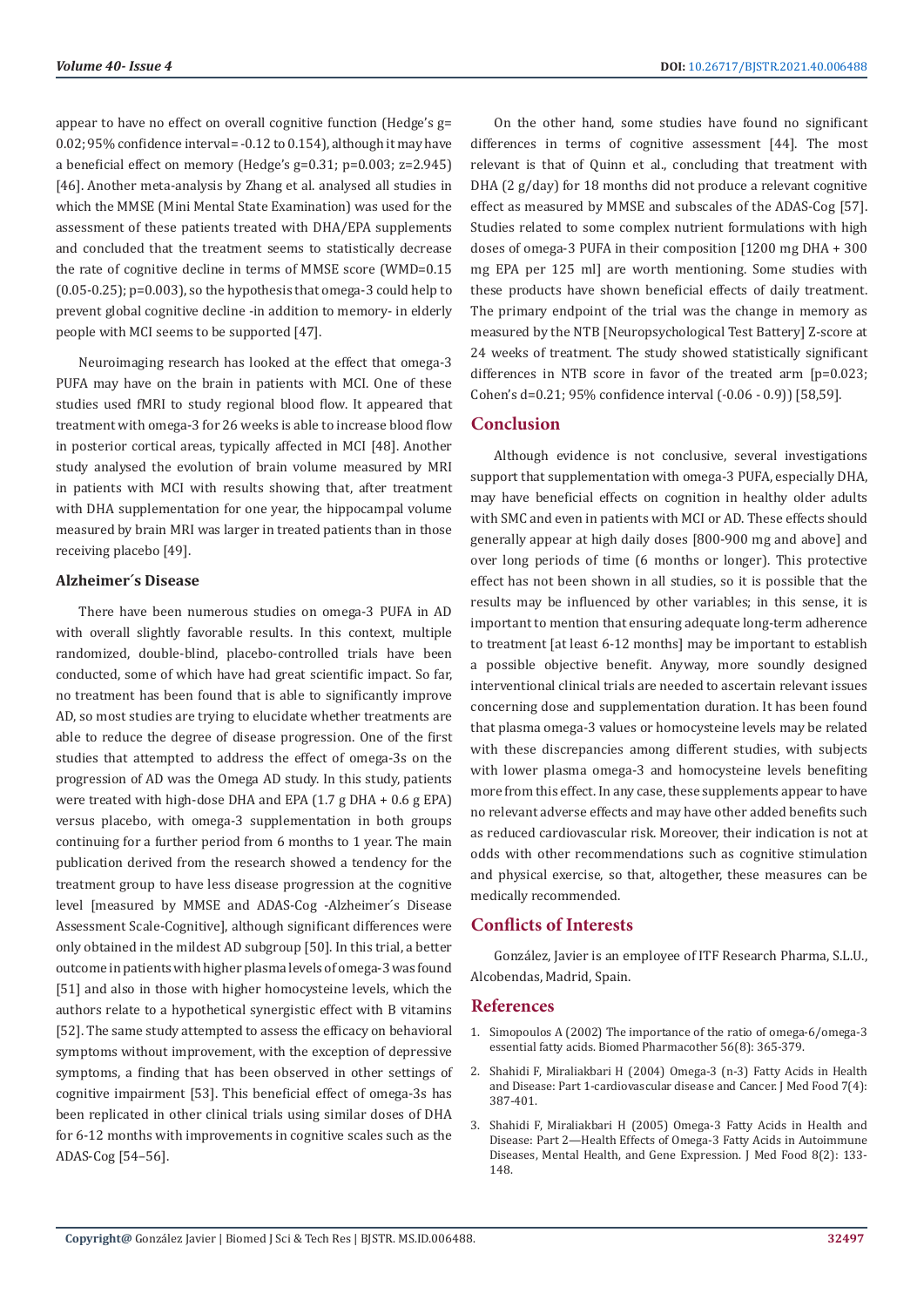appear to have no effect on overall cognitive function (Hedge's g= 0.02; 95% confidence interval= -0.12 to 0.154), although it may have a beneficial effect on memory (Hedge's g=0.31; p=0.003; z=2.945) [46]. Another meta-analysis by Zhang et al. analysed all studies in which the MMSE (Mini Mental State Examination) was used for the assessment of these patients treated with DHA/EPA supplements and concluded that the treatment seems to statistically decrease the rate of cognitive decline in terms of MMSE score (WMD=0.15 (0.05-0.25); p=0.003), so the hypothesis that omega-3 could help to prevent global cognitive decline -in addition to memory- in elderly people with MCI seems to be supported [47].

Neuroimaging research has looked at the effect that omega-3 PUFA may have on the brain in patients with MCI. One of these studies used fMRI to study regional blood flow. It appeared that treatment with omega-3 for 26 weeks is able to increase blood flow in posterior cortical areas, typically affected in MCI [48]. Another study analysed the evolution of brain volume measured by MRI in patients with MCI with results showing that, after treatment with DHA supplementation for one year, the hippocampal volume measured by brain MRI was larger in treated patients than in those receiving placebo [49].

### Alzheimer´s Disease

There have been numerous studies on omega-3 PUFA in AD with overall slightly favorable results. In this context, multiple randomized, double-blind, placebo-controlled trials have been conducted, some of which have had great scientific impact. So far, no treatment has been found that is able to significantly improve AD, so most studies are trying to elucidate whether treatments are able to reduce the degree of disease progression. One of the first studies that attempted to address the effect of omega-3s on the progression of AD was the Omega AD study. In this study, patients were treated with high-dose DHA and EPA (1.7 g DHA + 0.6 g EPA) versus placebo, with omega-3 supplementation in both groups continuing for a further period from 6 months to 1 year. The main publication derived from the research showed a tendency for the treatment group to have less disease progression at the cognitive level [measured by MMSE and ADAS-Cog -Alzheimer´s Disease Assessment Scale-Cognitive], although significant differences were only obtained in the mildest AD subgroup [50]. In this trial, a better outcome in patients with higher plasma levels of omega-3 was found [51] and also in those with higher homocysteine levels, which the authors relate to a hypothetical synergistic effect with B vitamins [52]. The same study attempted to assess the efficacy on behavioral symptoms without improvement, with the exception of depressive symptoms, a finding that has been observed in other settings of cognitive impairment [53]. This beneficial effect of omega-3s has been replicated in other clinical trials using similar doses of DHA for 6-12 months with improvements in cognitive scales such as the ADAS-Cog [54–56].

On the other hand, some studies have found no significant differences in terms of cognitive assessment [44]. The most relevant is that of Quinn et al., concluding that treatment with DHA (2 g/day) for 18 months did not produce a relevant cognitive effect as measured by MMSE and subscales of the ADAS-Cog [57]. Studies related to some complex nutrient formulations with high doses of omega-3 PUFA in their composition [1200 mg DHA + 300 mg EPA per 125 ml] are worth mentioning. Some studies with these products have shown beneficial effects of daily treatment. The primary endpoint of the trial was the change in memory as measured by the NTB [Neuropsychological Test Battery] Z-score at 24 weeks of treatment. The study showed statistically significant differences in NTB score in favor of the treated arm [p=0.023; Cohen's d=0.21; 95% confidence interval (-0.06 - 0.9)) [58,59].

## Conclusion

Although evidence is not conclusive, several investigations support that supplementation with omega-3 PUFA, especially DHA, may have beneficial effects on cognition in healthy older adults with SMC and even in patients with MCI or AD. These effects should generally appear at high daily doses [800-900 mg and above] and over long periods of time (6 months or longer). This protective effect has not been shown in all studies, so it is possible that the results may be influenced by other variables; in this sense, it is important to mention that ensuring adequate long-term adherence to treatment [at least 6-12 months] may be important to establish a possible objective benefit. Anyway, more soundly designed interventional clinical trials are needed to ascertain relevant issues concerning dose and supplementation duration. It has been found that plasma omega-3 values or homocysteine levels may be related with these discrepancies among different studies, with subjects with lower plasma omega-3 and homocysteine levels benefiting more from this effect. In any case, these supplements appear to have no relevant adverse effects and may have other added benefits such as reduced cardiovascular risk. Moreover, their indication is not at odds with other recommendations such as cognitive stimulation and physical exercise, so that, altogether, these measures can be medically recommended.

## Conflicts of Interests

González, Javier is an employee of ITF Research Pharma, S.L.U., Alcobendas, Madrid, Spain.

## References

1. Simopoulos A (2002) The importance of the ratio of omega-6/omega-3 essential fatty acids. Biomed Pharmacother 56(8): 365-379.
2. Shahidi F, Miraliakbari H (2004) Omega-3 (n-3) Fatty Acids in Health and Disease: Part 1-cardiovascular disease and Cancer. J Med Food 7(4): 387-401.
3. Shahidi F, Miraliakbari H (2005) Omega-3 Fatty Acids in Health and Disease: Part 2—Health Effects of Omega-3 Fatty Acids in Autoimmune Diseases, Mental Health, and Gene Expression. J Med Food 8(2): 133-148.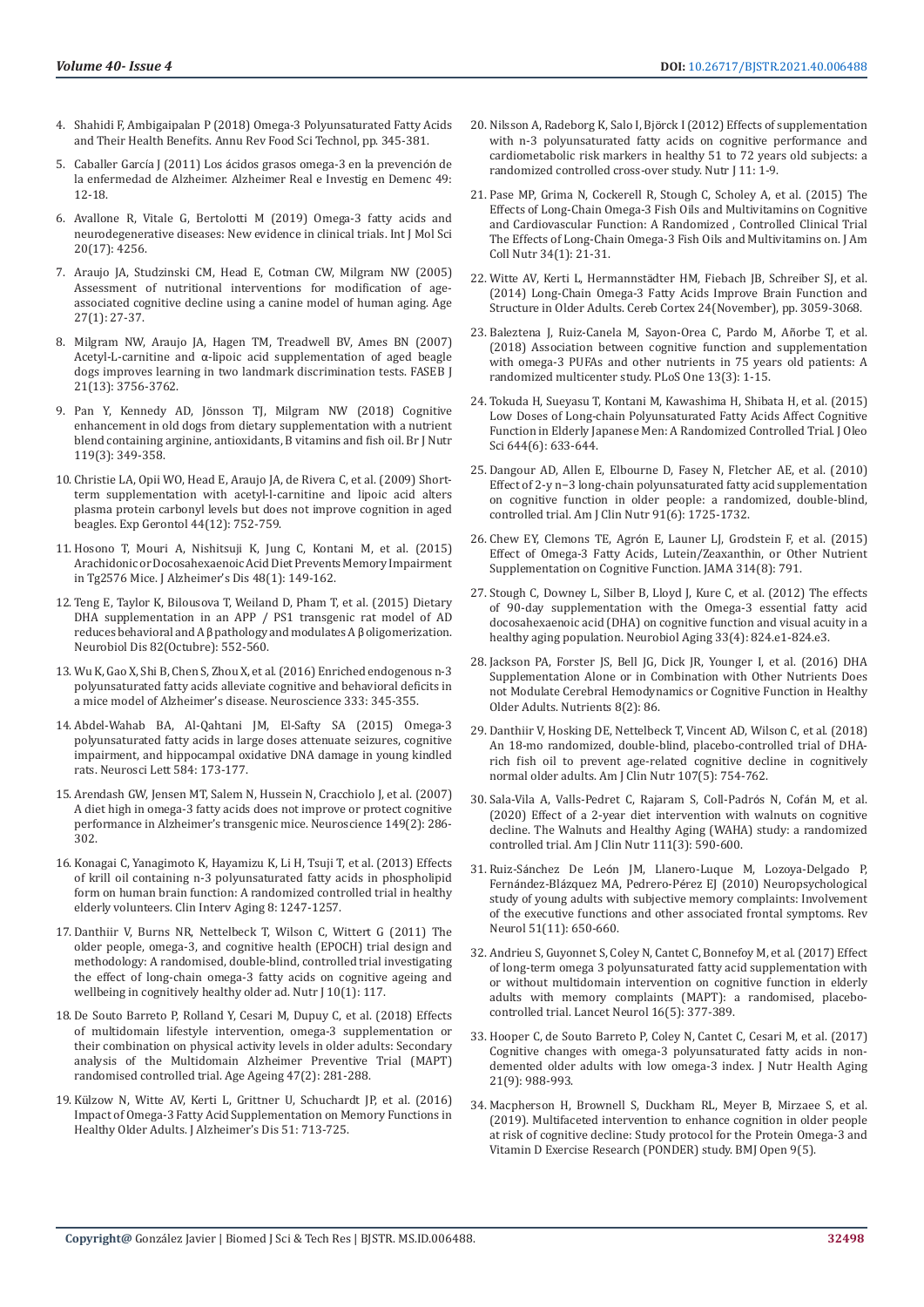4. Shahidi F, Ambigaipalan P (2018) Omega-3 Polyunsaturated Fatty Acids and Their Health Benefits. Annu Rev Food Sci Technol, pp. 345-381.
5. Caballer García J (2011) Los ácidos grasos omega-3 en la prevención de la enfermedad de Alzheimer. Alzheimer Real e Investig en Demenc 49: 12-18.
6. Avallone R, Vitale G, Bertolotti M (2019) Omega-3 fatty acids and neurodegenerative diseases: New evidence in clinical trials. Int J Mol Sci 20(17): 4256.
7. Araujo JA, Studzinski CM, Head E, Cotman CW, Milgram NW (2005) Assessment of nutritional interventions for modification of age-associated cognitive decline using a canine model of human aging. Age 27(1): 27-37.
8. Milgram NW, Araujo JA, Hagen TM, Treadwell BV, Ames BN (2007) Acetyl-L-carnitine and α-lipoic acid supplementation of aged beagle dogs improves learning in two landmark discrimination tests. FASEB J 21(13): 3756-3762.
9. Pan Y, Kennedy AD, Jönsson TJ, Milgram NW (2018) Cognitive enhancement in old dogs from dietary supplementation with a nutrient blend containing arginine, antioxidants, B vitamins and fish oil. Br J Nutr 119(3): 349-358.
10. Christie LA, Opii WO, Head E, Araujo JA, de Rivera C, et al. (2009) Short-term supplementation with acetyl-l-carnitine and lipoic acid alters plasma protein carbonyl levels but does not improve cognition in aged beagles. Exp Gerontol 44(12): 752-759.
11. Hosono T, Mouri A, Nishitsuji K, Jung C, Kontani M, et al. (2015) Arachidonic or Docosahexaenoic Acid Diet Prevents Memory Impairment in Tg2576 Mice. J Alzheimer's Dis 48(1): 149-162.
12. Teng E, Taylor K, Bilousova T, Weiland D, Pham T, et al. (2015) Dietary DHA supplementation in an APP / PS1 transgenic rat model of AD reduces behavioral and A β pathology and modulates A β oligomerization. Neurobiol Dis 82(Octubre): 552-560.
13. Wu K, Gao X, Shi B, Chen S, Zhou X, et al. (2016) Enriched endogenous n-3 polyunsaturated fatty acids alleviate cognitive and behavioral deficits in a mice model of Alzheimer's disease. Neuroscience 333: 345-355.
14. Abdel-Wahab BA, Al-Qahtani JM, El-Safty SA (2015) Omega-3 polyunsaturated fatty acids in large doses attenuate seizures, cognitive impairment, and hippocampal oxidative DNA damage in young kindled rats. Neurosci Lett 584: 173-177.
15. Arendash GW, Jensen MT, Salem N, Hussein N, Cracchiolo J, et al. (2007) A diet high in omega-3 fatty acids does not improve or protect cognitive performance in Alzheimer's transgenic mice. Neuroscience 149(2): 286-302.
16. Konagai C, Yanagimoto K, Hayamizu K, Li H, Tsuji T, et al. (2013) Effects of krill oil containing n-3 polyunsaturated fatty acids in phospholipid form on human brain function: A randomized controlled trial in healthy elderly volunteers. Clin Interv Aging 8: 1247-1257.
17. Danthiir V, Burns NR, Nettelbeck T, Wilson C, Wittert G (2011) The older people, omega-3, and cognitive health (EPOCH) trial design and methodology: A randomised, double-blind, controlled trial investigating the effect of long-chain omega-3 fatty acids on cognitive ageing and wellbeing in cognitively healthy older ad. Nutr J 10(1): 117.
18. De Souto Barreto P, Rolland Y, Cesari M, Dupuy C, et al. (2018) Effects of multidomain lifestyle intervention, omega-3 supplementation or their combination on physical activity levels in older adults: Secondary analysis of the Multidomain Alzheimer Preventive Trial (MAPT) randomised controlled trial. Age Ageing 47(2): 281-288.
19. Külzow N, Witte AV, Kerti L, Grittner U, Schuchardt JP, et al. (2016) Impact of Omega-3 Fatty Acid Supplementation on Memory Functions in Healthy Older Adults. J Alzheimer's Dis 51: 713-725.
20. Nilsson A, Radeborg K, Salo I, Björck I (2012) Effects of supplementation with n-3 polyunsaturated fatty acids on cognitive performance and cardiometabolic risk markers in healthy 51 to 72 years old subjects: a randomized controlled cross-over study. Nutr J 11: 1-9.
21. Pase MP, Grima N, Cockerell R, Stough C, Scholey A, et al. (2015) The Effects of Long-Chain Omega-3 Fish Oils and Multivitamins on Cognitive and Cardiovascular Function: A Randomized , Controlled Clinical Trial The Effects of Long-Chain Omega-3 Fish Oils and Multivitamins on. J Am Coll Nutr 34(1): 21-31.
22. Witte AV, Kerti L, Hermannstädter HM, Fiebach JB, Schreiber SJ, et al. (2014) Long-Chain Omega-3 Fatty Acids Improve Brain Function and Structure in Older Adults. Cereb Cortex 24(November), pp. 3059-3068.
23. Baleztena J, Ruiz-Canela M, Sayon-Orea C, Pardo M, Añorbe T, et al. (2018) Association between cognitive function and supplementation with omega-3 PUFAs and other nutrients in 75 years old patients: A randomized multicenter study. PLoS One 13(3): 1-15.
24. Tokuda H, Sueyasu T, Kontani M, Kawashima H, Shibata H, et al. (2015) Low Doses of Long-chain Polyunsaturated Fatty Acids Affect Cognitive Function in Elderly Japanese Men: A Randomized Controlled Trial. J Oleo Sci 644(6): 633-644.
25. Dangour AD, Allen E, Elbourne D, Fasey N, Fletcher AE, et al. (2010) Effect of 2-y n−3 long-chain polyunsaturated fatty acid supplementation on cognitive function in older people: a randomized, double-blind, controlled trial. Am J Clin Nutr 91(6): 1725-1732.
26. Chew EY, Clemons TE, Agrón E, Launer LJ, Grodstein F, et al. (2015) Effect of Omega-3 Fatty Acids, Lutein/Zeaxanthin, or Other Nutrient Supplementation on Cognitive Function. JAMA 314(8): 791.
27. Stough C, Downey L, Silber B, Lloyd J, Kure C, et al. (2012) The effects of 90-day supplementation with the Omega-3 essential fatty acid docosahexaenoic acid (DHA) on cognitive function and visual acuity in a healthy aging population. Neurobiol Aging 33(4): 824.e1-824.e3.
28. Jackson PA, Forster JS, Bell JG, Dick JR, Younger I, et al. (2016) DHA Supplementation Alone or in Combination with Other Nutrients Does not Modulate Cerebral Hemodynamics or Cognitive Function in Healthy Older Adults. Nutrients 8(2): 86.
29. Danthiir V, Hosking DE, Nettelbeck T, Vincent AD, Wilson C, et al. (2018) An 18-mo randomized, double-blind, placebo-controlled trial of DHA-rich fish oil to prevent age-related cognitive decline in cognitively normal older adults. Am J Clin Nutr 107(5): 754-762.
30. Sala-Vila A, Valls-Pedret C, Rajaram S, Coll-Padrós N, Cofán M, et al. (2020) Effect of a 2-year diet intervention with walnuts on cognitive decline. The Walnuts and Healthy Aging (WAHA) study: a randomized controlled trial. Am J Clin Nutr 111(3): 590-600.
31. Ruiz-Sánchez De León JM, Llanero-Luque M, Lozoya-Delgado P, Fernández-Blázquez MA, Pedrero-Pérez EJ (2010) Neuropsychological study of young adults with subjective memory complaints: Involvement of the executive functions and other associated frontal symptoms. Rev Neurol 51(11): 650-660.
32. Andrieu S, Guyonnet S, Coley N, Cantet C, Bonnefoy M, et al. (2017) Effect of long-term omega 3 polyunsaturated fatty acid supplementation with or without multidomain intervention on cognitive function in elderly adults with memory complaints (MAPT): a randomised, placebo-controlled trial. Lancet Neurol 16(5): 377-389.
33. Hooper C, de Souto Barreto P, Coley N, Cantet C, Cesari M, et al. (2017) Cognitive changes with omega-3 polyunsaturated fatty acids in non-demented older adults with low omega-3 index. J Nutr Health Aging 21(9): 988-993.
34. Macpherson H, Brownell S, Duckham RL, Meyer B, Mirzaee S, et al. (2019). Multifaceted intervention to enhance cognition in older people at risk of cognitive decline: Study protocol for the Protein Omega-3 and Vitamin D Exercise Research (PONDER) study. BMJ Open 9(5).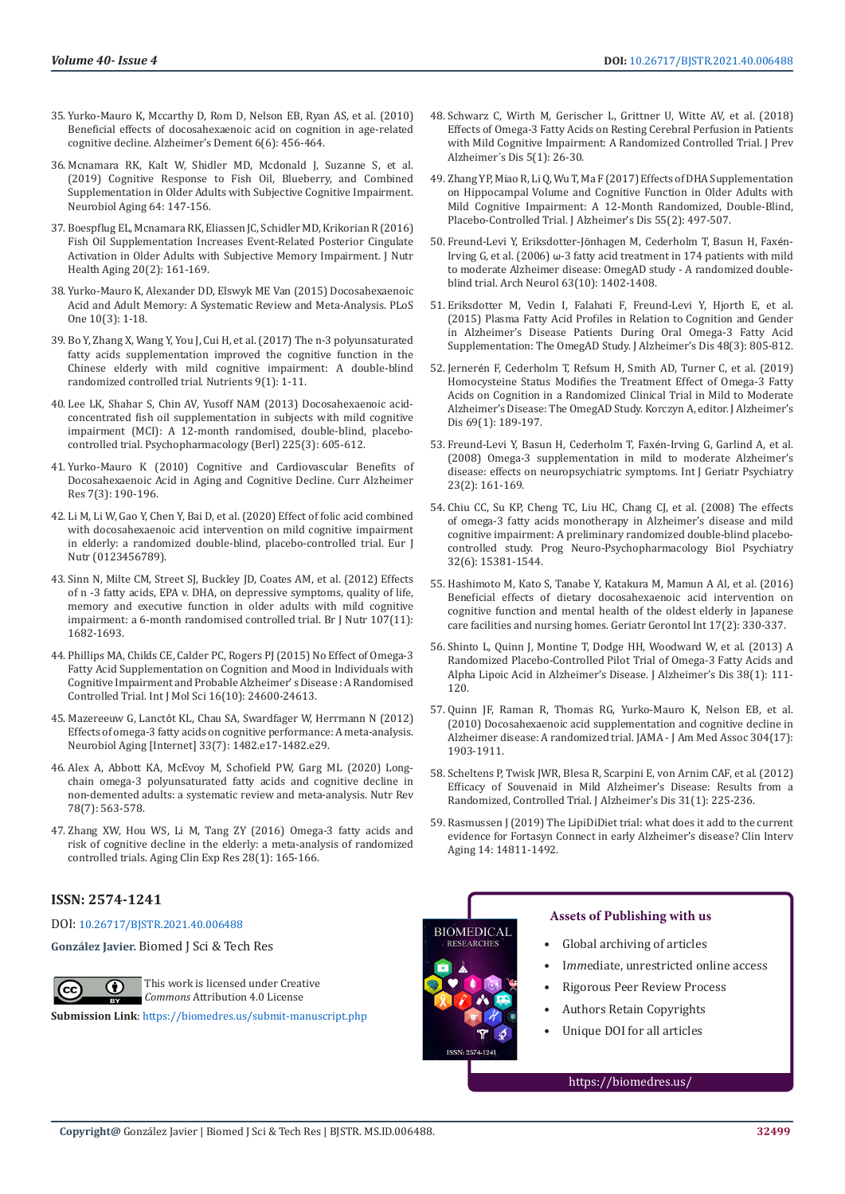35. Yurko-Mauro K, Mccarthy D, Rom D, Nelson EB, Ryan AS, et al. (2010) Beneficial effects of docosahexaenoic acid on cognition in age-related cognitive decline. Alzheimer's Dement 6(6): 456-464.
36. Mcnamara RK, Kalt W, Shidler MD, Mcdonald J, Suzanne S, et al. (2019) Cognitive Response to Fish Oil, Blueberry, and Combined Supplementation in Older Adults with Subjective Cognitive Impairment. Neurobiol Aging 64: 147-156.
37. Boespflug EL, Mcnamara RK, Eliassen JC, Schidler MD, Krikorian R (2016) Fish Oil Supplementation Increases Event-Related Posterior Cingulate Activation in Older Adults with Subjective Memory Impairment. J Nutr Health Aging 20(2): 161-169.
38. Yurko-Mauro K, Alexander DD, Elswyk ME Van (2015) Docosahexaenoic Acid and Adult Memory: A Systematic Review and Meta-Analysis. PLoS One 10(3): 1-18.
39. Bo Y, Zhang X, Wang Y, You J, Cui H, et al. (2017) The n-3 polyunsaturated fatty acids supplementation improved the cognitive function in the Chinese elderly with mild cognitive impairment: A double-blind randomized controlled trial. Nutrients 9(1): 1-11.
40. Lee LK, Shahar S, Chin AV, Yusoff NAM (2013) Docosahexaenoic acid-concentrated fish oil supplementation in subjects with mild cognitive impairment (MCI): A 12-month randomised, double-blind, placebo-controlled trial. Psychopharmacology (Berl) 225(3): 605-612.
41. Yurko-Mauro K (2010) Cognitive and Cardiovascular Benefits of Docosahexaenoic Acid in Aging and Cognitive Decline. Curr Alzheimer Res 7(3): 190-196.
42. Li M, Li W, Gao Y, Chen Y, Bai D, et al. (2020) Effect of folic acid combined with docosahexaenoic acid intervention on mild cognitive impairment in elderly: a randomized double-blind, placebo-controlled trial. Eur J Nutr (0123456789).
43. Sinn N, Milte CM, Street SJ, Buckley JD, Coates AM, et al. (2012) Effects of n -3 fatty acids, EPA v. DHA, on depressive symptoms, quality of life, memory and executive function in older adults with mild cognitive impairment: a 6-month randomised controlled trial. Br J Nutr 107(11): 1682-1693.
44. Phillips MA, Childs CE, Calder PC, Rogers PJ (2015) No Effect of Omega-3 Fatty Acid Supplementation on Cognition and Mood in Individuals with Cognitive Impairment and Probable Alzheimer' s Disease : A Randomised Controlled Trial. Int J Mol Sci 16(10): 24600-24613.
45. Mazereeuw G, Lanctôt KL, Chau SA, Swardfager W, Herrmann N (2012) Effects of omega-3 fatty acids on cognitive performance: A meta-analysis. Neurobiol Aging [Internet] 33(7): 1482.e17-1482.e29.
46. Alex A, Abbott KA, McEvoy M, Schofield PW, Garg ML (2020) Long-chain omega-3 polyunsaturated fatty acids and cognitive decline in non-demented adults: a systematic review and meta-analysis. Nutr Rev 78(7): 563-578.
47. Zhang XW, Hou WS, Li M, Tang ZY (2016) Omega-3 fatty acids and risk of cognitive decline in the elderly: a meta-analysis of randomized controlled trials. Aging Clin Exp Res 28(1): 165-166.
48. Schwarz C, Wirth M, Gerischer L, Grittner U, Witte AV, et al. (2018) Effects of Omega-3 Fatty Acids on Resting Cerebral Perfusion in Patients with Mild Cognitive Impairment: A Randomized Controlled Trial. J Prev Alzheimer´s Dis 5(1): 26-30.
49. Zhang YP, Miao R, Li Q, Wu T, Ma F (2017) Effects of DHA Supplementation on Hippocampal Volume and Cognitive Function in Older Adults with Mild Cognitive Impairment: A 12-Month Randomized, Double-Blind, Placebo-Controlled Trial. J Alzheimer's Dis 55(2): 497-507.
50. Freund-Levi Y, Eriksdotter-Jönhagen M, Cederholm T, Basun H, Faxén-Irving G, et al. (2006) ω-3 fatty acid treatment in 174 patients with mild to moderate Alzheimer disease: OmegAD study - A randomized double-blind trial. Arch Neurol 63(10): 1402-1408.
51. Eriksdotter M, Vedin I, Falahati F, Freund-Levi Y, Hjorth E, et al. (2015) Plasma Fatty Acid Profiles in Relation to Cognition and Gender in Alzheimer's Disease Patients During Oral Omega-3 Fatty Acid Supplementation: The OmegAD Study. J Alzheimer's Dis 48(3): 805-812.
52. Jernerén F, Cederholm T, Refsum H, Smith AD, Turner C, et al. (2019) Homocysteine Status Modifies the Treatment Effect of Omega-3 Fatty Acids on Cognition in a Randomized Clinical Trial in Mild to Moderate Alzheimer's Disease: The OmegAD Study. Korczyn A, editor. J Alzheimer's Dis 69(1): 189-197.
53. Freund-Levi Y, Basun H, Cederholm T, Faxén-Irving G, Garlind A, et al. (2008) Omega-3 supplementation in mild to moderate Alzheimer's disease: effects on neuropsychiatric symptoms. Int J Geriatr Psychiatry 23(2): 161-169.
54. Chiu CC, Su KP, Cheng TC, Liu HC, Chang CJ, et al. (2008) The effects of omega-3 fatty acids monotherapy in Alzheimer's disease and mild cognitive impairment: A preliminary randomized double-blind placebo-controlled study. Prog Neuro-Psychopharmacology Biol Psychiatry 32(6): 15381-1544.
55. Hashimoto M, Kato S, Tanabe Y, Katakura M, Mamun A Al, et al. (2016) Beneficial effects of dietary docosahexaenoic acid intervention on cognitive function and mental health of the oldest elderly in Japanese care facilities and nursing homes. Geriatr Gerontol Int 17(2): 330-337.
56. Shinto L, Quinn J, Montine T, Dodge HH, Woodward W, et al. (2013) A Randomized Placebo-Controlled Pilot Trial of Omega-3 Fatty Acids and Alpha Lipoic Acid in Alzheimer's Disease. J Alzheimer's Dis 38(1): 111-120.
57. Quinn JF, Raman R, Thomas RG, Yurko-Mauro K, Nelson EB, et al. (2010) Docosahexaenoic acid supplementation and cognitive decline in Alzheimer disease: A randomized trial. JAMA - J Am Med Assoc 304(17): 1903-1911.
58. Scheltens P, Twisk JWR, Blesa R, Scarpini E, von Arnim CAF, et al. (2012) Efficacy of Souvenaid in Mild Alzheimer's Disease: Results from a Randomized, Controlled Trial. J Alzheimer's Dis 31(1): 225-236.
59. Rasmussen J (2019) The LipiDiDiet trial: what does it add to the current evidence for Fortasyn Connect in early Alzheimer's disease? Clin Interv Aging 14: 14811-1492.

**ISSN: 2574-1241**

DOI: 10.26717/BJSTR.2021.40.006488

**González Javier.** Biomed J Sci & Tech Res

This work is licensed under Creative *Commons* Attribution 4.0 License

**Submission Link**: https://biomedres.us/submit-manuscript.php

**Assets of Publishing with us**

- Global archiving of articles
- Immediate, unrestricted online access
- Rigorous Peer Review Process
- Authors Retain Copyrights
- Unique DOI for all articles

https://biomedres.us/